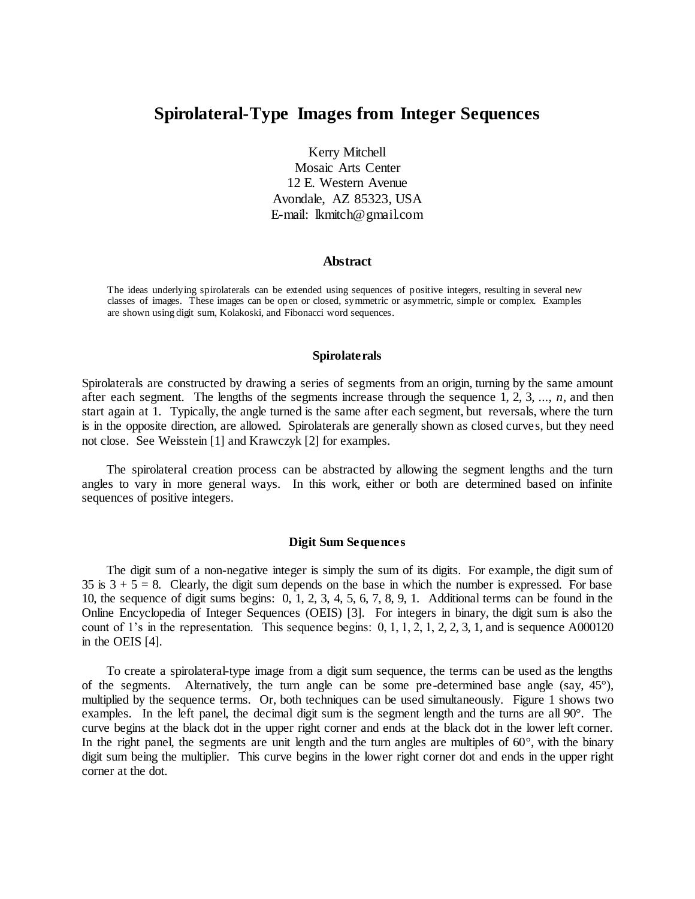# Spirolateral-Type Images from Integer Sequences

Kerry Mitchell
Mosaic Arts Center
12 E. Western Avenue
Avondale, AZ 85323, USA
E-mail: lkmitch@gmail.com

### Abstract

The ideas underlying spirolaterals can be extended using sequences of positive integers, resulting in several new classes of images. These images can be open or closed, symmetric or asymmetric, simple or complex. Examples are shown using digit sum, Kolakoski, and Fibonacci word sequences.

### Spirolaterals

Spirolaterals are constructed by drawing a series of segments from an origin, turning by the same amount after each segment. The lengths of the segments increase through the sequence 1, 2, 3, ..., $n$, and then start again at 1. Typically, the angle turned is the same after each segment, but reversals, where the turn is in the opposite direction, are allowed. Spirolaterals are generally shown as closed curves, but they need not close. See Weisstein [1] and Krawczyk [2] for examples.

The spirolateral creation process can be abstracted by allowing the segment lengths and the turn angles to vary in more general ways. In this work, either or both are determined based on infinite sequences of positive integers.

### Digit Sum Sequences

The digit sum of a non-negative integer is simply the sum of its digits. For example, the digit sum of 35 is $3 + 5 = 8$. Clearly, the digit sum depends on the base in which the number is expressed. For base 10, the sequence of digit sums begins: 0, 1, 2, 3, 4, 5, 6, 7, 8, 9, 1. Additional terms can be found in the Online Encyclopedia of Integer Sequences (OEIS) [3]. For integers in binary, the digit sum is also the count of 1's in the representation. This sequence begins: 0, 1, 1, 2, 1, 2, 2, 3, 1, and is sequence A000120 in the OEIS [4].

To create a spirolateral-type image from a digit sum sequence, the terms can be used as the lengths of the segments. Alternatively, the turn angle can be some pre-determined base angle (say, 45°), multiplied by the sequence terms. Or, both techniques can be used simultaneously. Figure 1 shows two examples. In the left panel, the decimal digit sum is the segment length and the turns are all 90°. The curve begins at the black dot in the upper right corner and ends at the black dot in the lower left corner. In the right panel, the segments are unit length and the turn angles are multiples of 60°, with the binary digit sum being the multiplier. This curve begins in the lower right corner dot and ends in the upper right corner at the dot.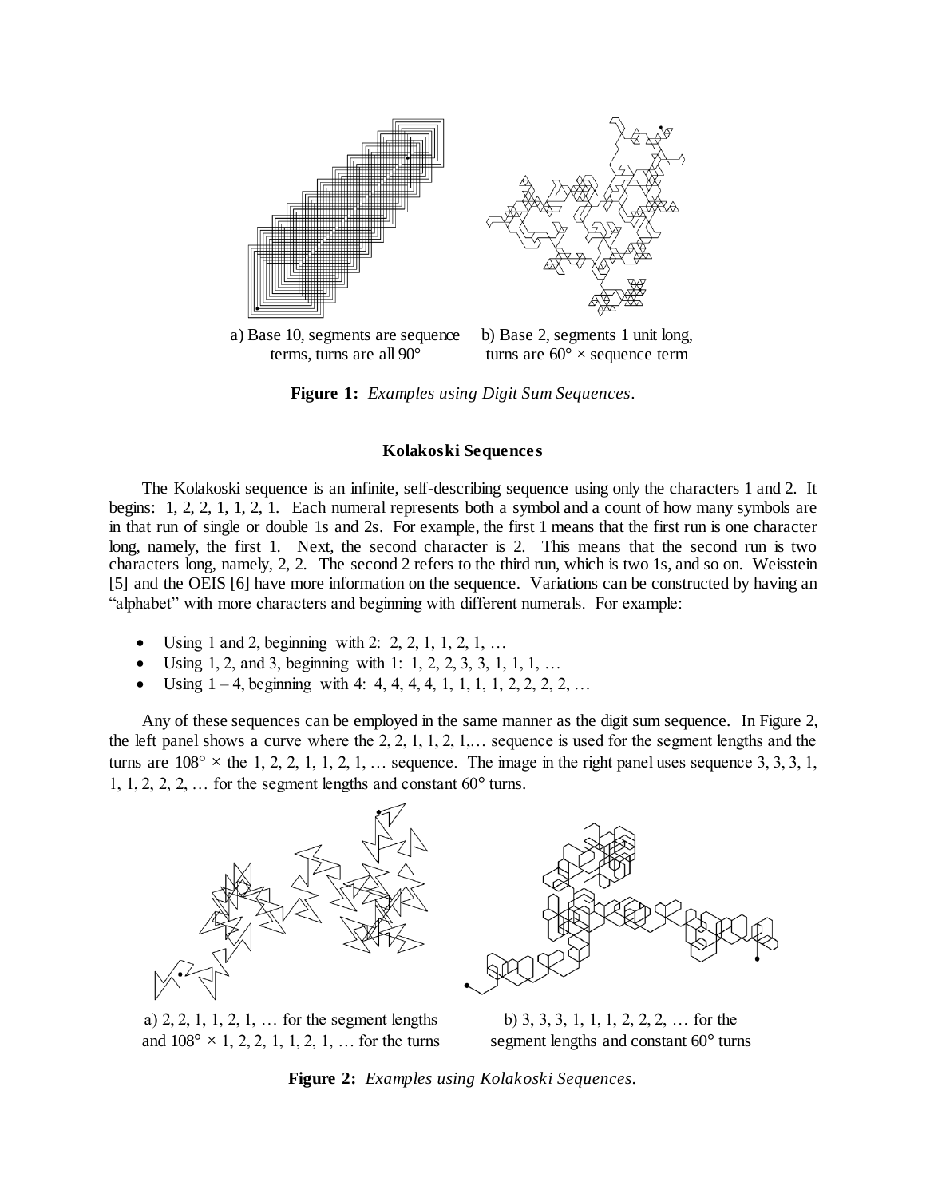a) Base 10, segments are sequence terms, turns are all 90°

b) Base 2, segments 1 unit long, turns are 60° × sequence term

**Figure 1:** *Examples using Digit Sum Sequences.*

### Kolakoski Sequences

The Kolakoski sequence is an infinite, self-describing sequence using only the characters 1 and 2. It begins: 1, 2, 2, 1, 1, 2, 1. Each numeral represents both a symbol and a count of how many symbols are in that run of single or double 1s and 2s. For example, the first 1 means that the first run is one character long, namely, the first 1. Next, the second character is 2. This means that the second run is two characters long, namely, 2, 2. The second 2 refers to the third run, which is two 1s, and so on. Weisstein [5] and the OEIS [6] have more information on the sequence. Variations can be constructed by having an "alphabet" with more characters and beginning with different numerals. For example:

- Using 1 and 2, beginning with 2: 2, 2, 1, 1, 2, 1, …
- Using 1, 2, and 3, beginning with 1: 1, 2, 2, 3, 3, 1, 1, 1, …
- Using 1 – 4, beginning with 4: 4, 4, 4, 4, 1, 1, 1, 1, 2, 2, 2, 2, …

Any of these sequences can be employed in the same manner as the digit sum sequence. In Figure 2, the left panel shows a curve where the 2, 2, 1, 1, 2, 1,… sequence is used for the segment lengths and the turns are 108° × the 1, 2, 2, 1, 1, 2, 1, … sequence. The image in the right panel uses sequence 3, 3, 3, 1, 1, 1, 2, 2, 2, … for the segment lengths and constant 60° turns.

a) 2, 2, 1, 1, 2, 1, … for the segment lengths and 108° × 1, 2, 2, 1, 1, 2, 1, … for the turns

b) 3, 3, 3, 1, 1, 1, 2, 2, 2, … for the segment lengths and constant 60° turns

**Figure 2:** *Examples using Kolakoski Sequences.*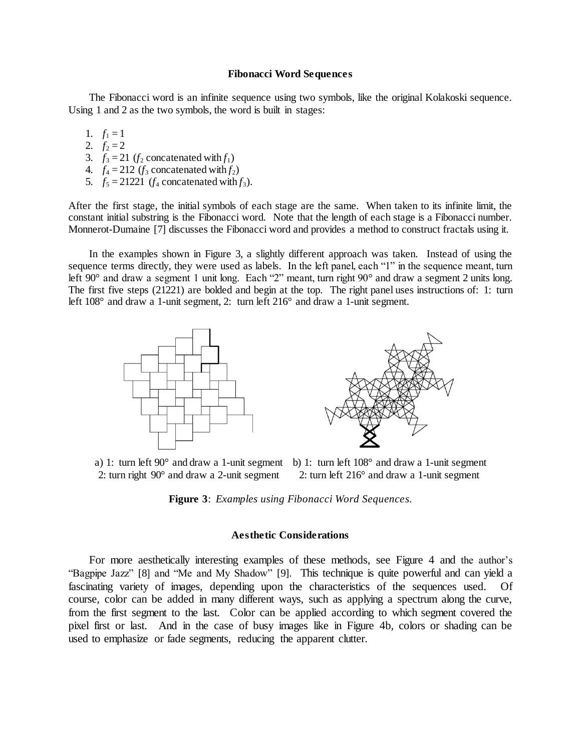## Fibonacci Word Sequences

The Fibonacci word is an infinite sequence using two symbols, like the original Kolakoski sequence. Using 1 and 2 as the two symbols, the word is built in stages:

1. $f_1 = 1$
2. $f_2 = 2$
3. $f_3 = 21$ ($f_2$ concatenated with $f_1$)
4. $f_4 = 212$ ($f_3$ concatenated with $f_2$)
5. $f_5 = 21221$ ($f_4$ concatenated with $f_3$).

After the first stage, the initial symbols of each stage are the same. When taken to its infinite limit, the constant initial substring is the Fibonacci word. Note that the length of each stage is a Fibonacci number. Monnerot-Dumaine [7] discusses the Fibonacci word and provides a method to construct fractals using it.

In the examples shown in Figure 3, a slightly different approach was taken. Instead of using the sequence terms directly, they were used as labels. In the left panel, each "1" in the sequence meant, turn left 90° and draw a segment 1 unit long. Each "2" meant, turn right 90° and draw a segment 2 units long. The first five steps (21221) are bolded and begin at the top. The right panel uses instructions of: 1: turn left 108° and draw a 1-unit segment, 2: turn left 216° and draw a 1-unit segment.

a) 1: turn left 90° and draw a 1-unit segment
2: turn right 90° and draw a 2-unit segment

b) 1: turn left 108° and draw a 1-unit segment
2: turn left 216° and draw a 1-unit segment

**Figure 3**: *Examples using Fibonacci Word Sequences.*

## Aesthetic Considerations

For more aesthetically interesting examples of these methods, see Figure 4 and the author's "Bagpipe Jazz" [8] and "Me and My Shadow" [9]. This technique is quite powerful and can yield a fascinating variety of images, depending upon the characteristics of the sequences used. Of course, color can be added in many different ways, such as applying a spectrum along the curve, from the first segment to the last. Color can be applied according to which segment covered the pixel first or last. And in the case of busy images like in Figure 4b, colors or shading can be used to emphasize or fade segments, reducing the apparent clutter.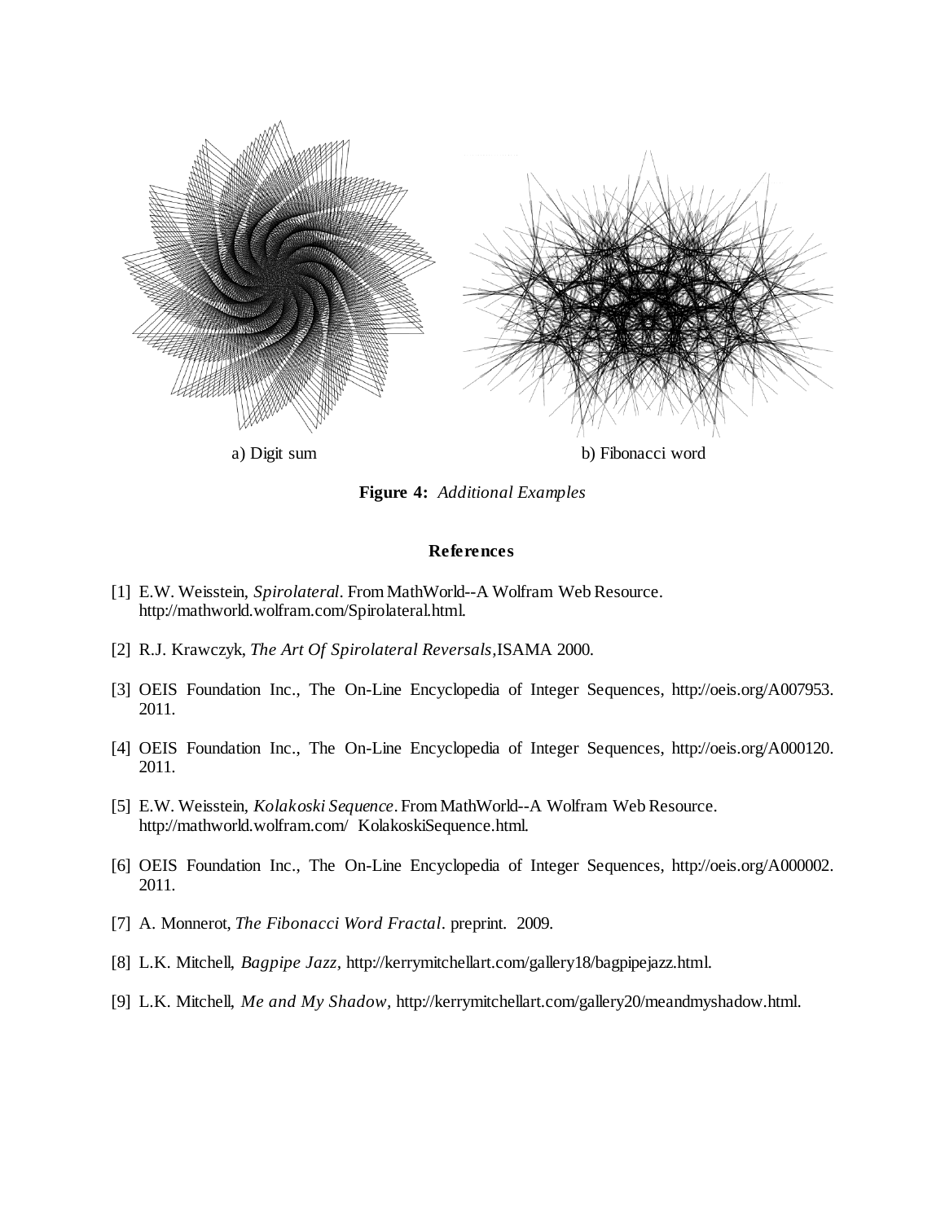a) Digit sum

b) Fibonacci word

**Figure 4:** *Additional Examples*

## References

[1] E.W. Weisstein, *Spirolateral*. From MathWorld--A Wolfram Web Resource. http://mathworld.wolfram.com/Spirolateral.html.

[2] R.J. Krawczyk, *The Art Of Spirolateral Reversals*, ISAMA 2000.

[3] OEIS Foundation Inc., The On-Line Encyclopedia of Integer Sequences, http://oeis.org/A007953. 2011.

[4] OEIS Foundation Inc., The On-Line Encyclopedia of Integer Sequences, http://oeis.org/A000120. 2011.

[5] E.W. Weisstein, *Kolakoski Sequence*. From MathWorld--A Wolfram Web Resource. http://mathworld.wolfram.com/ KolakoskiSequence.html.

[6] OEIS Foundation Inc., The On-Line Encyclopedia of Integer Sequences, http://oeis.org/A000002. 2011.

[7] A. Monnerot, *The Fibonacci Word Fractal*. preprint. 2009.

[8] L.K. Mitchell, *Bagpipe Jazz*, http://kerrymitchellart.com/gallery18/bagpipejazz.html.

[9] L.K. Mitchell, *Me and My Shadow*, http://kerrymitchellart.com/gallery20/meandmyshadow.html.